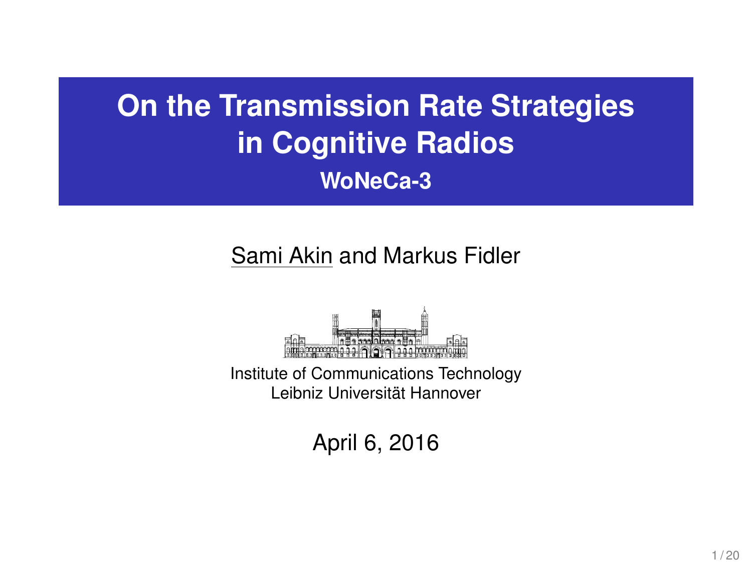# On the Transmission Rate Strategies in Cognitive Radios

## WoNeCa-3

Sami Akin and Markus Fidler

Institute of Communications Technology
Leibniz Universität Hannover

April 6, 2016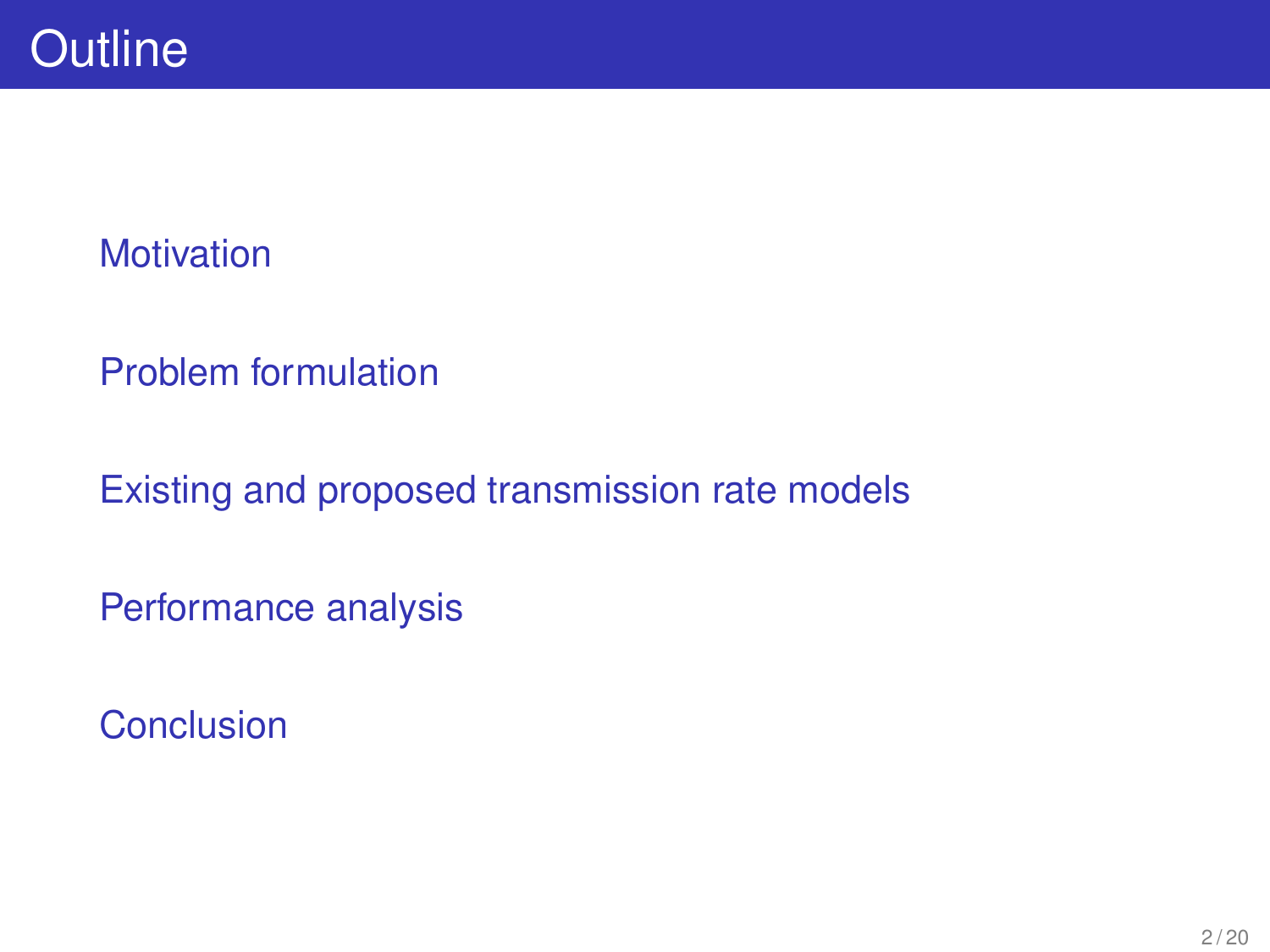# Outline

- Motivation
- Problem formulation
- Existing and proposed transmission rate models
- Performance analysis
- Conclusion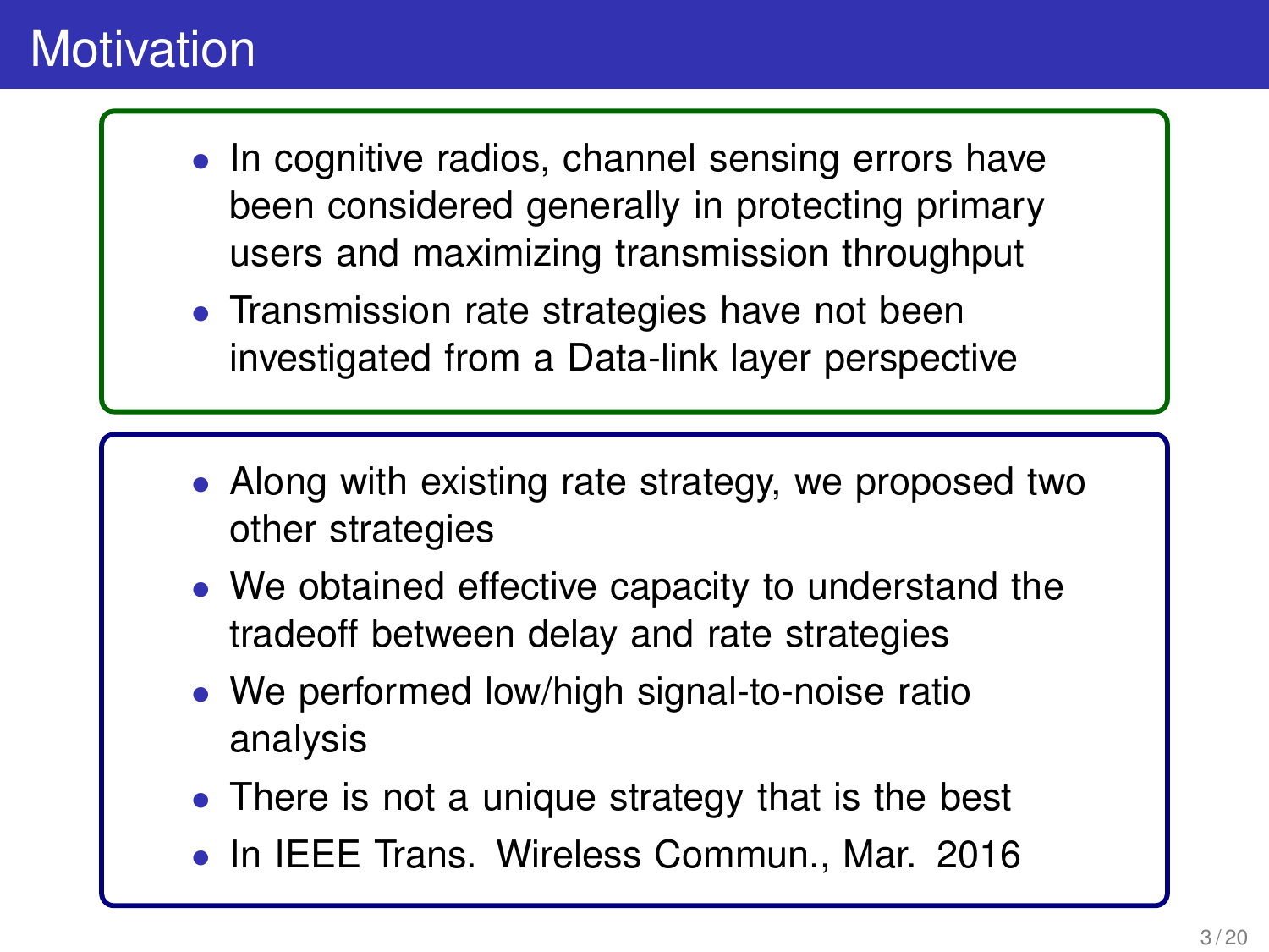# Motivation

- In cognitive radios, channel sensing errors have been considered generally in protecting primary users and maximizing transmission throughput
- Transmission rate strategies have not been investigated from a Data-link layer perspective

- Along with existing rate strategy, we proposed two other strategies
- We obtained effective capacity to understand the tradeoff between delay and rate strategies
- We performed low/high signal-to-noise ratio analysis
- There is not a unique strategy that is the best
- In IEEE Trans. Wireless Commun., Mar. 2016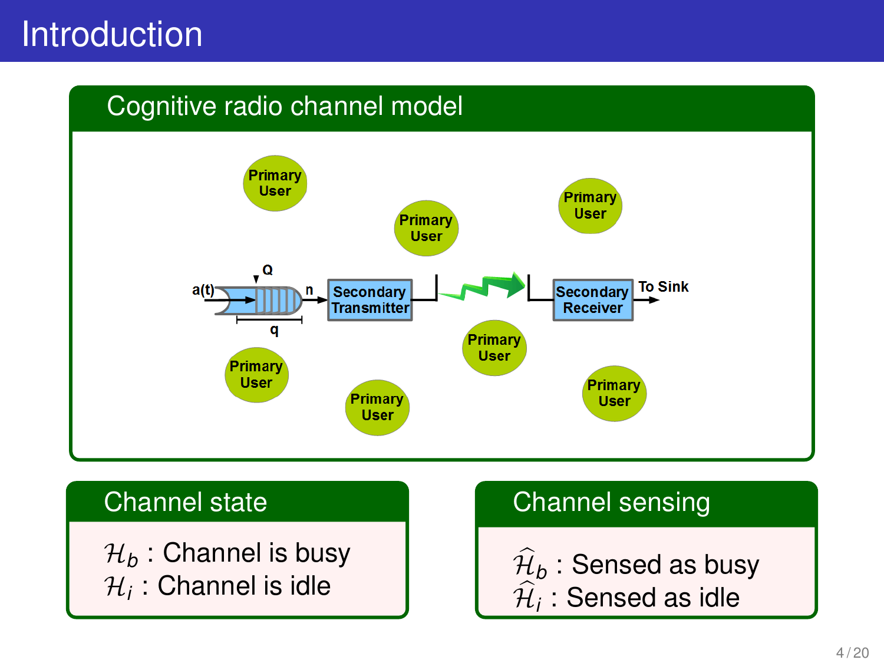# Introduction

## Cognitive radio channel model

Primary User

Primary User

Primary User

a(t) — Q — q — n → Secondary Transmitter → Secondary Receiver → To Sink

Primary User

Primary User

Primary User

Primary User

## Channel state

$\mathcal{H}_b$ : Channel is busy
$\mathcal{H}_i$ : Channel is idle

## Channel sensing

$\widehat{\mathcal{H}}_b$ : Sensed as busy
$\widehat{\mathcal{H}}_i$ : Sensed as idle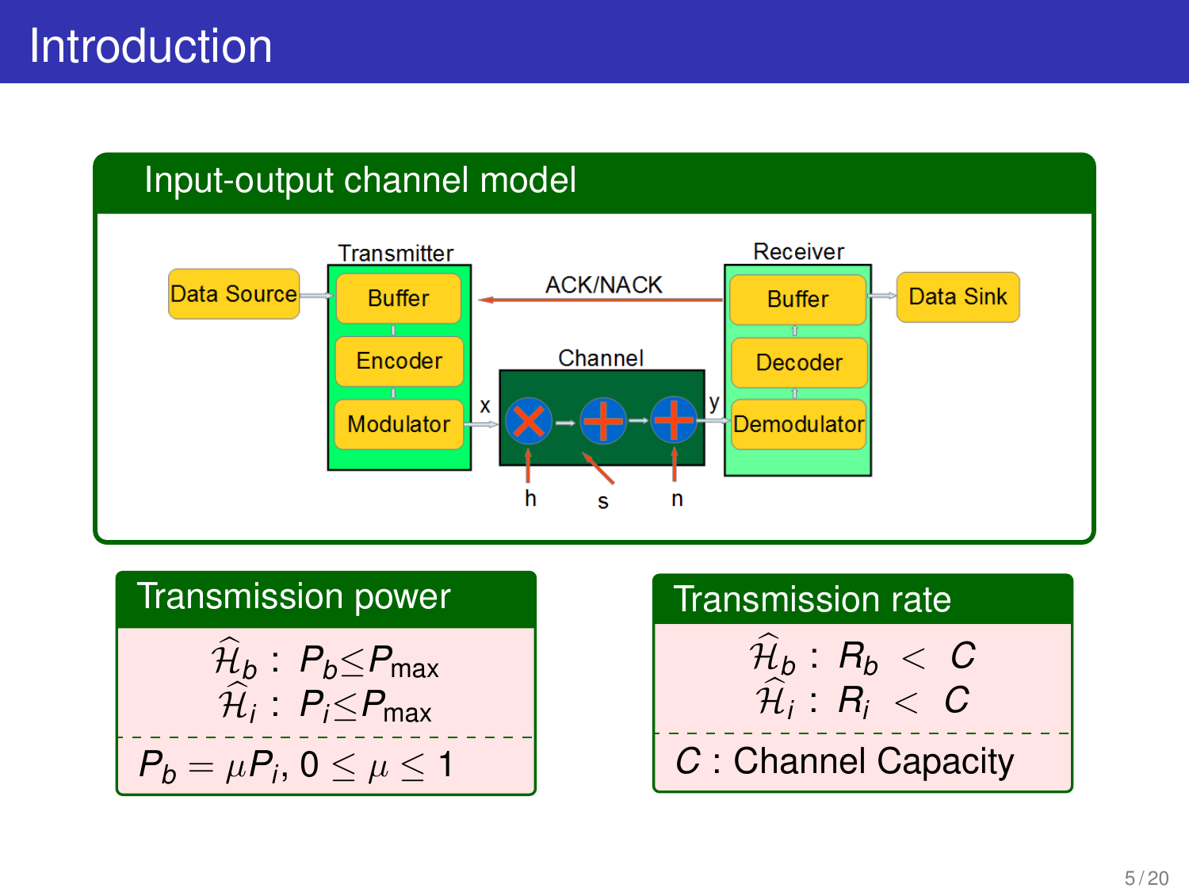# Introduction

## Input-output channel model

Transmitter: Buffer, Encoder, Modulator

Data Source

ACK/NACK

Channel

x, y

h, s, n

Receiver: Buffer, Decoder, Demodulator

Data Sink

## Transmission power

$$\widehat{\mathcal{H}}_b : P_b \leq P_{\max}$$
$$\widehat{\mathcal{H}}_i : P_i \leq P_{\max}$$

$P_b = \mu P_i$, $0 \leq \mu \leq 1$

## Transmission rate

$$\widehat{\mathcal{H}}_b : R_b < C$$
$$\widehat{\mathcal{H}}_i : R_i < C$$

$C$ : Channel Capacity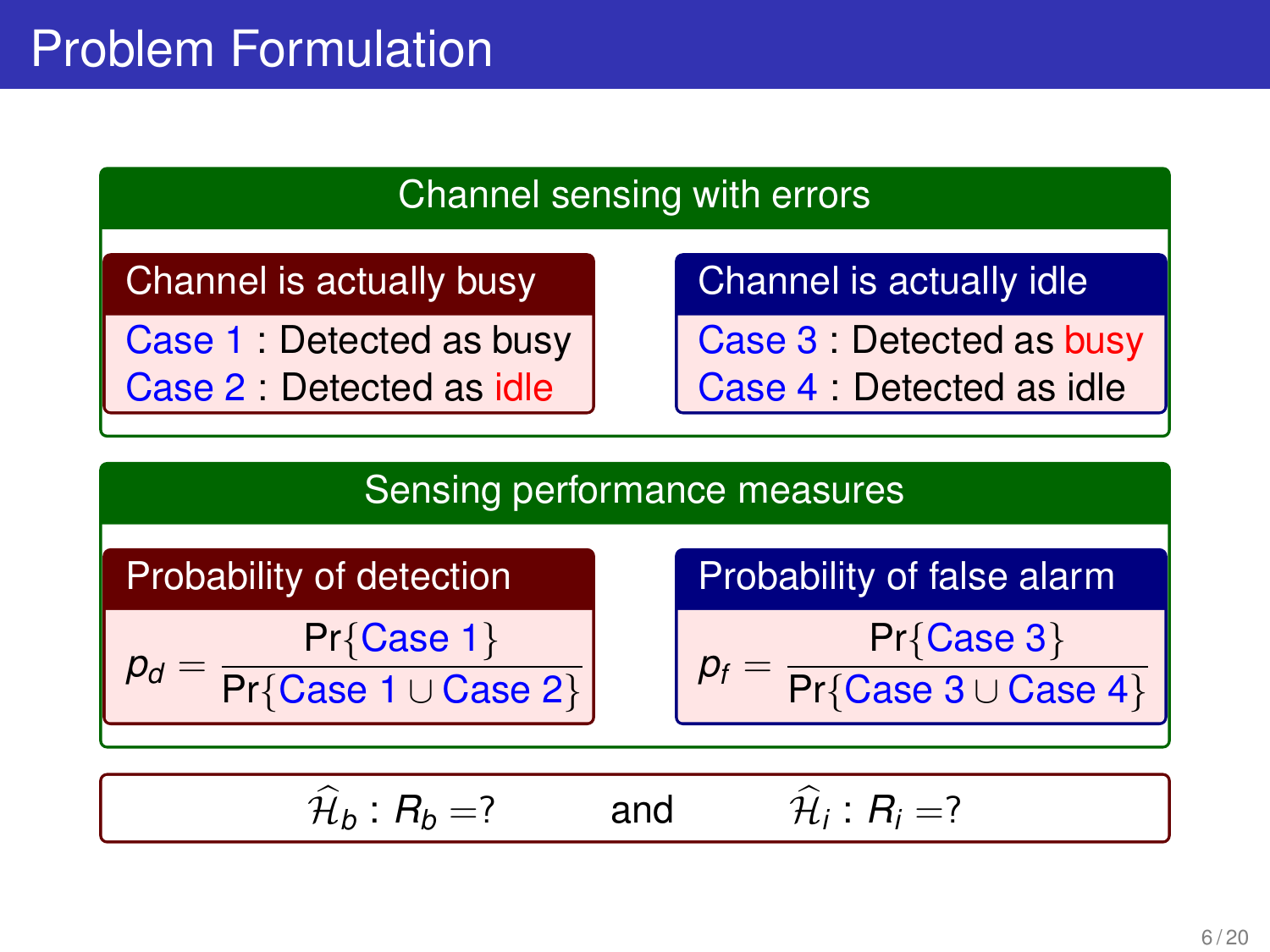# Problem Formulation

## Channel sensing with errors

### Channel is actually busy

Case 1 : Detected as busy
Case 2 : Detected as idle

### Channel is actually idle

Case 3 : Detected as busy
Case 4 : Detected as idle

## Sensing performance measures

### Probability of detection

$$p_d = \frac{\Pr\{\text{Case 1}\}}{\Pr\{\text{Case 1} \cup \text{Case 2}\}}$$

### Probability of false alarm

$$p_f = \frac{\Pr\{\text{Case 3}\}}{\Pr\{\text{Case 3} \cup \text{Case 4}\}}$$

$\widehat{\mathcal{H}}_b : R_b = ?$ and $\widehat{\mathcal{H}}_i : R_i = ?$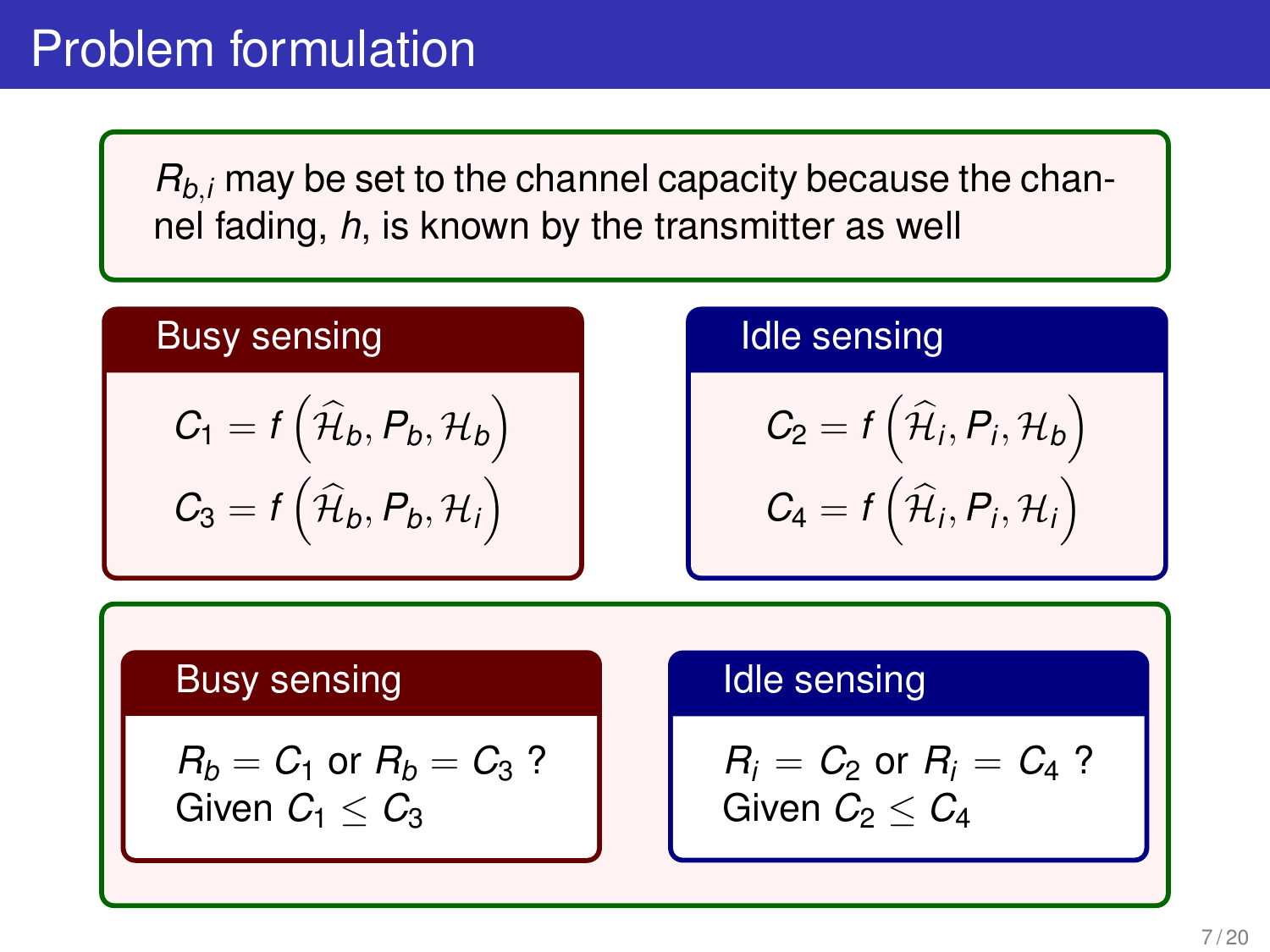# Problem formulation

$R_{b,i}$ may be set to the channel capacity because the channel fading, $h$, is known by the transmitter as well

**Busy sensing**

$$C_1 = f\left(\widehat{\mathcal{H}}_b, P_b, \mathcal{H}_b\right)$$

$$C_3 = f\left(\widehat{\mathcal{H}}_b, P_b, \mathcal{H}_i\right)$$

**Idle sensing**

$$C_2 = f\left(\widehat{\mathcal{H}}_i, P_i, \mathcal{H}_b\right)$$

$$C_4 = f\left(\widehat{\mathcal{H}}_i, P_i, \mathcal{H}_i\right)$$

**Busy sensing**

$R_b = C_1$ or $R_b = C_3$ ?
Given $C_1 \leq C_3$

**Idle sensing**

$R_i = C_2$ or $R_i = C_4$ ?
Given $C_2 \leq C_4$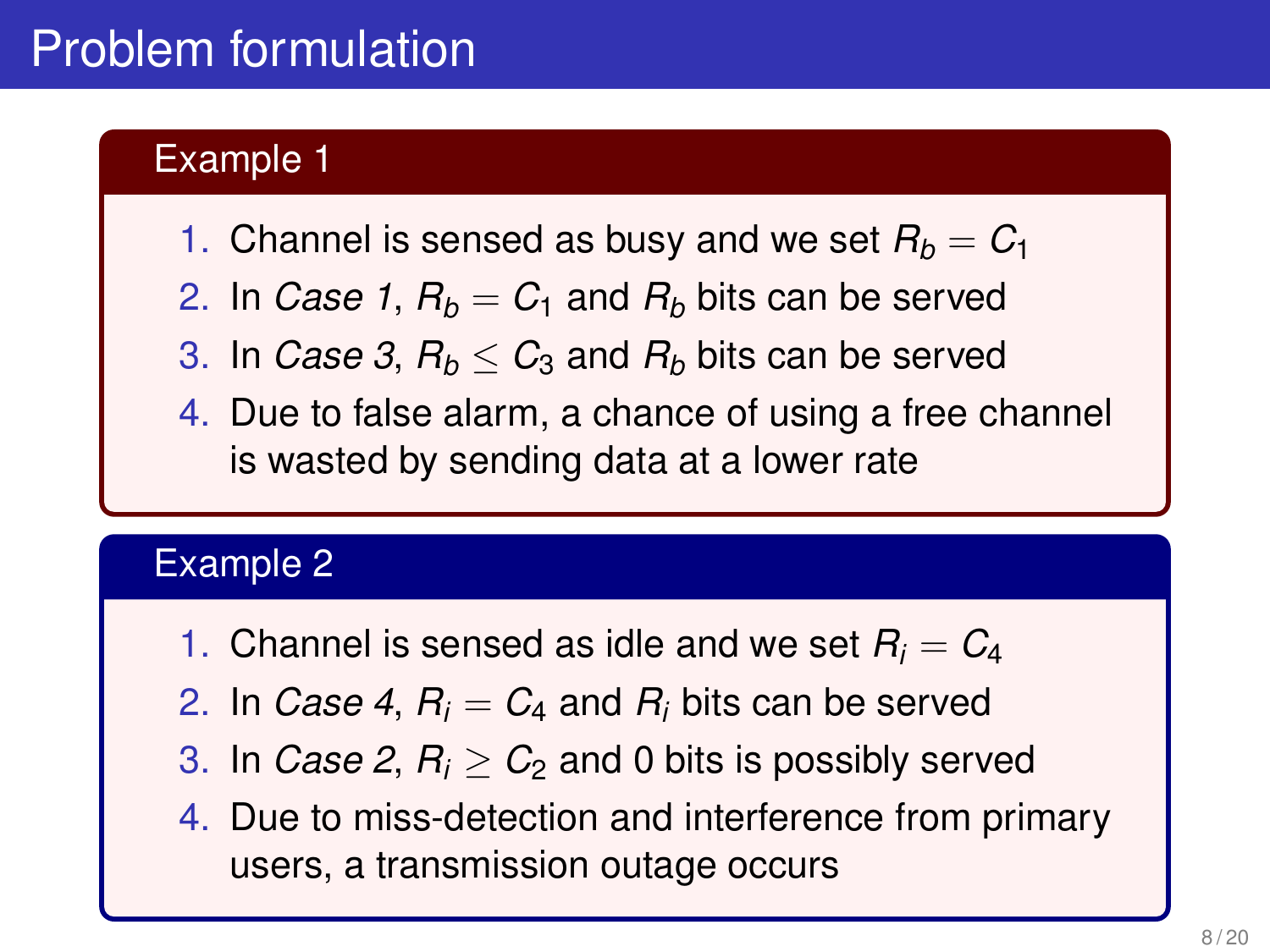# Problem formulation

## Example 1

1. Channel is sensed as busy and we set $R_b = C_1$
2. In *Case 1*, $R_b = C_1$ and $R_b$ bits can be served
3. In *Case 3*, $R_b \leq C_3$ and $R_b$ bits can be served
4. Due to false alarm, a chance of using a free channel is wasted by sending data at a lower rate

## Example 2

1. Channel is sensed as idle and we set $R_i = C_4$
2. In *Case 4*, $R_i = C_4$ and $R_i$ bits can be served
3. In *Case 2*, $R_i \geq C_2$ and 0 bits is possibly served
4. Due to miss-detection and interference from primary users, a transmission outage occurs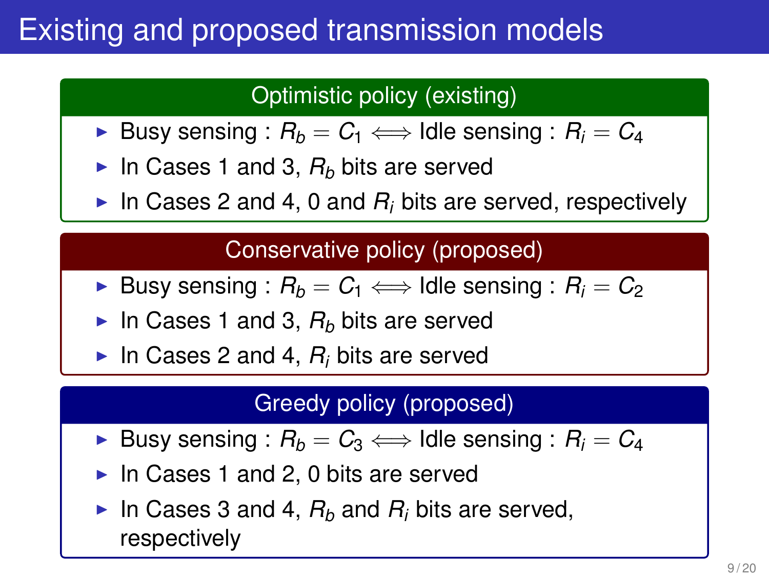# Existing and proposed transmission models

### Optimistic policy (existing)

- Busy sensing : $R_b = C_1 \iff$ Idle sensing : $R_i = C_4$
- In Cases 1 and 3, $R_b$ bits are served
- In Cases 2 and 4, 0 and $R_i$ bits are served, respectively

### Conservative policy (proposed)

- Busy sensing : $R_b = C_1 \iff$ Idle sensing : $R_i = C_2$
- In Cases 1 and 3, $R_b$ bits are served
- In Cases 2 and 4, $R_i$ bits are served

### Greedy policy (proposed)

- Busy sensing : $R_b = C_3 \iff$ Idle sensing : $R_i = C_4$
- In Cases 1 and 2, 0 bits are served
- In Cases 3 and 4, $R_b$ and $R_i$ bits are served, respectively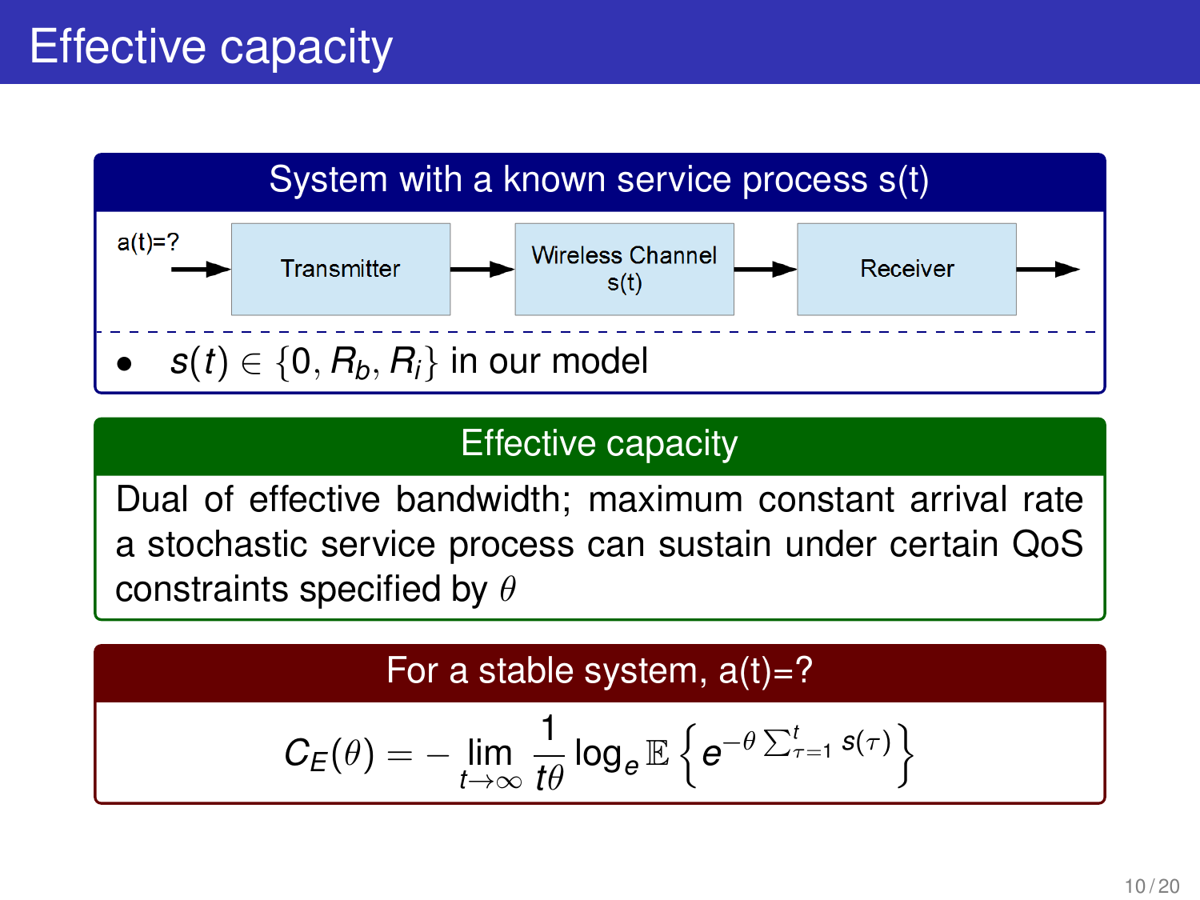# Effective capacity

### System with a known service process s(t)

a(t)=? → Transmitter → Wireless Channel s(t) → Receiver →

- $s(t) \in \{0, R_b, R_i\}$ in our model

### Effective capacity

Dual of effective bandwidth; maximum constant arrival rate a stochastic service process can sustain under certain QoS constraints specified by $\theta$

### For a stable system, a(t)=?

$$C_E(\theta) = -\lim_{t\to\infty} \frac{1}{t\theta} \log_e \mathbb{E}\left\{ e^{-\theta \sum_{\tau=1}^{t} s(\tau)} \right\}$$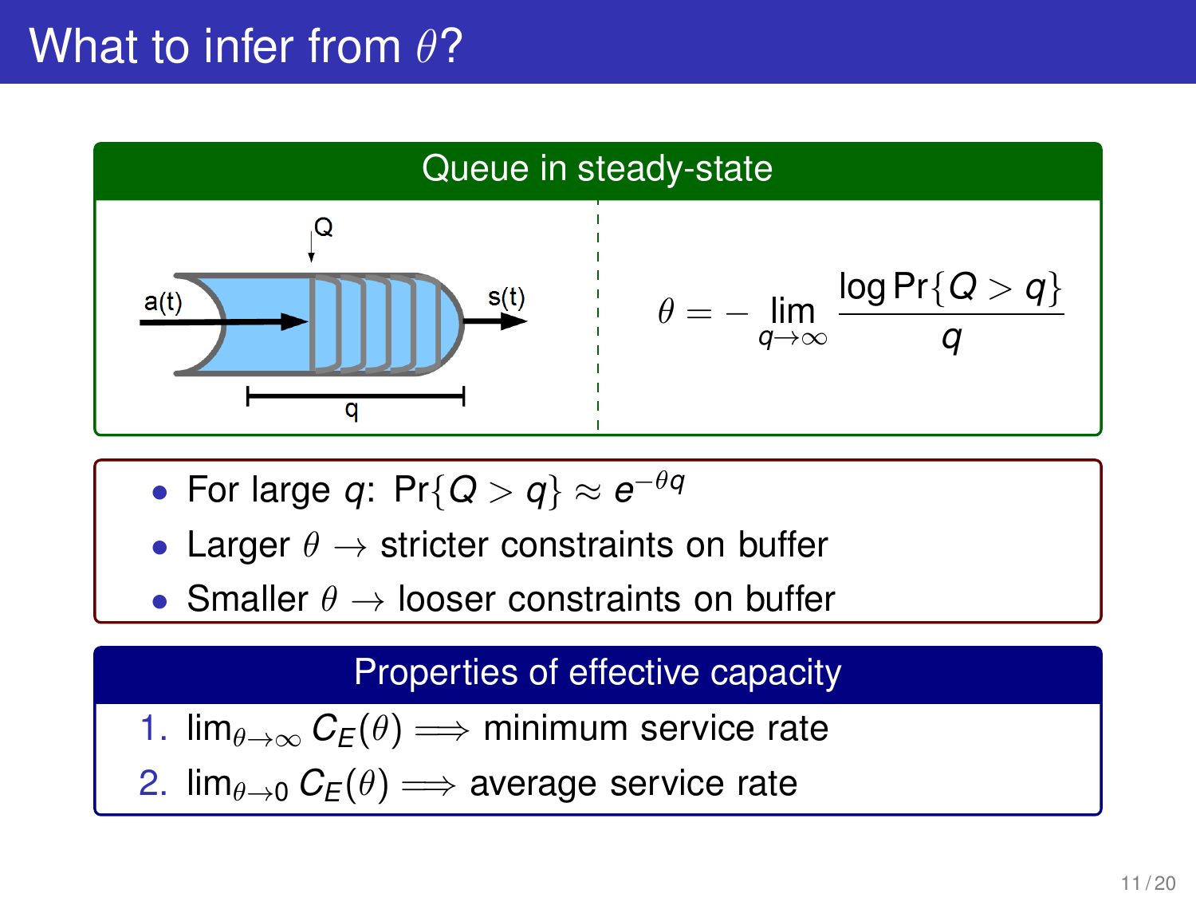# What to infer from $\theta$?

## Queue in steady-state

a(t) → Q → s(t), q

$$\theta = -\lim_{q \to \infty} \frac{\log \Pr\{Q > q\}}{q}$$

- For large $q$: $\Pr\{Q > q\} \approx e^{-\theta q}$
- Larger $\theta$ → stricter constraints on buffer
- Smaller $\theta$ → looser constraints on buffer

## Properties of effective capacity

1. $\lim_{\theta \to \infty} C_E(\theta) \implies$ minimum service rate
2. $\lim_{\theta \to 0} C_E(\theta) \implies$ average service rate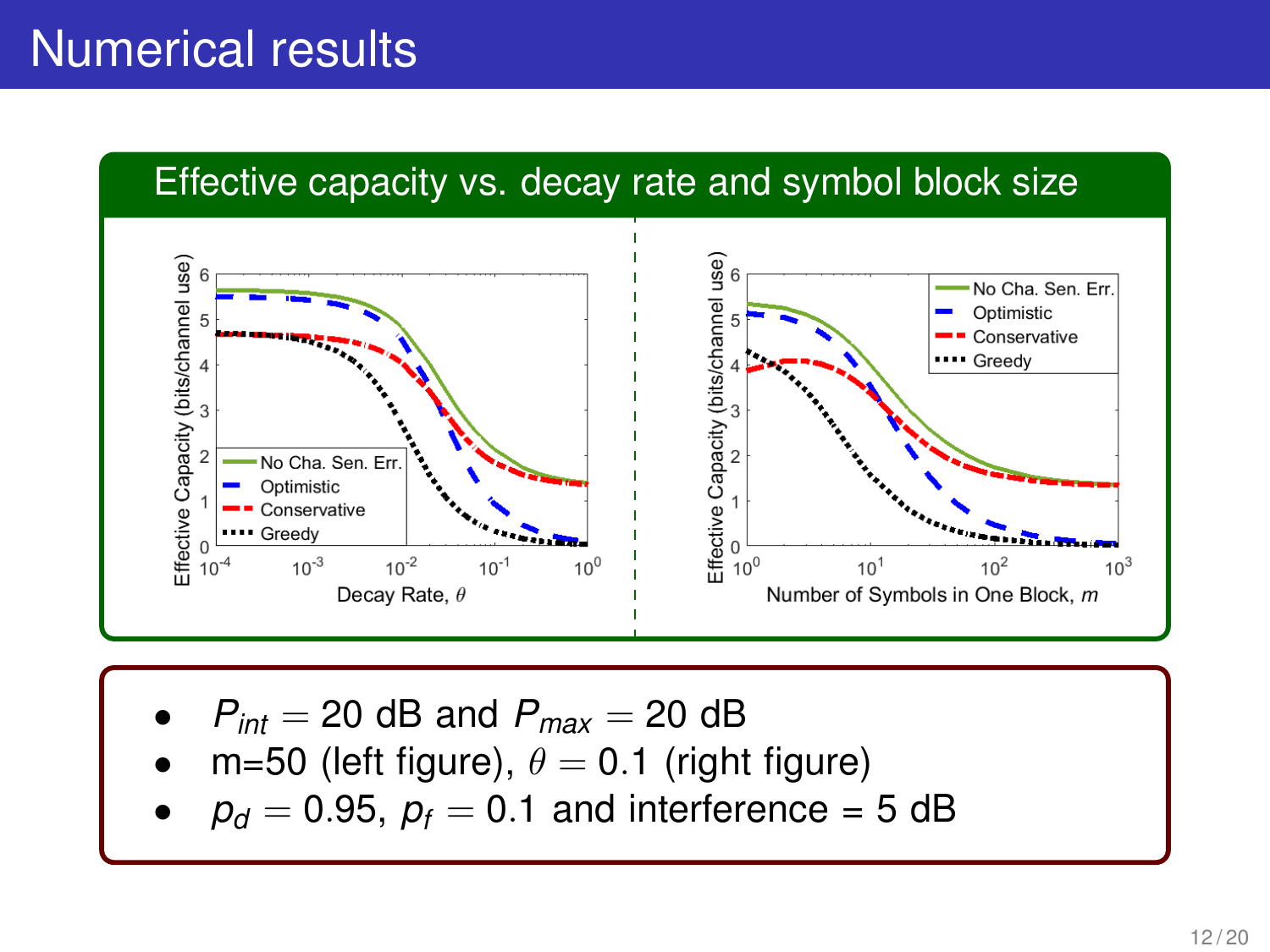# Numerical results

## Effective capacity vs. decay rate and symbol block size

- $P_{int} = 20$ dB and $P_{max} = 20$ dB
- m=50 (left figure), $\theta = 0.1$ (right figure)
- $p_d = 0.95$, $p_f = 0.1$ and interference = 5 dB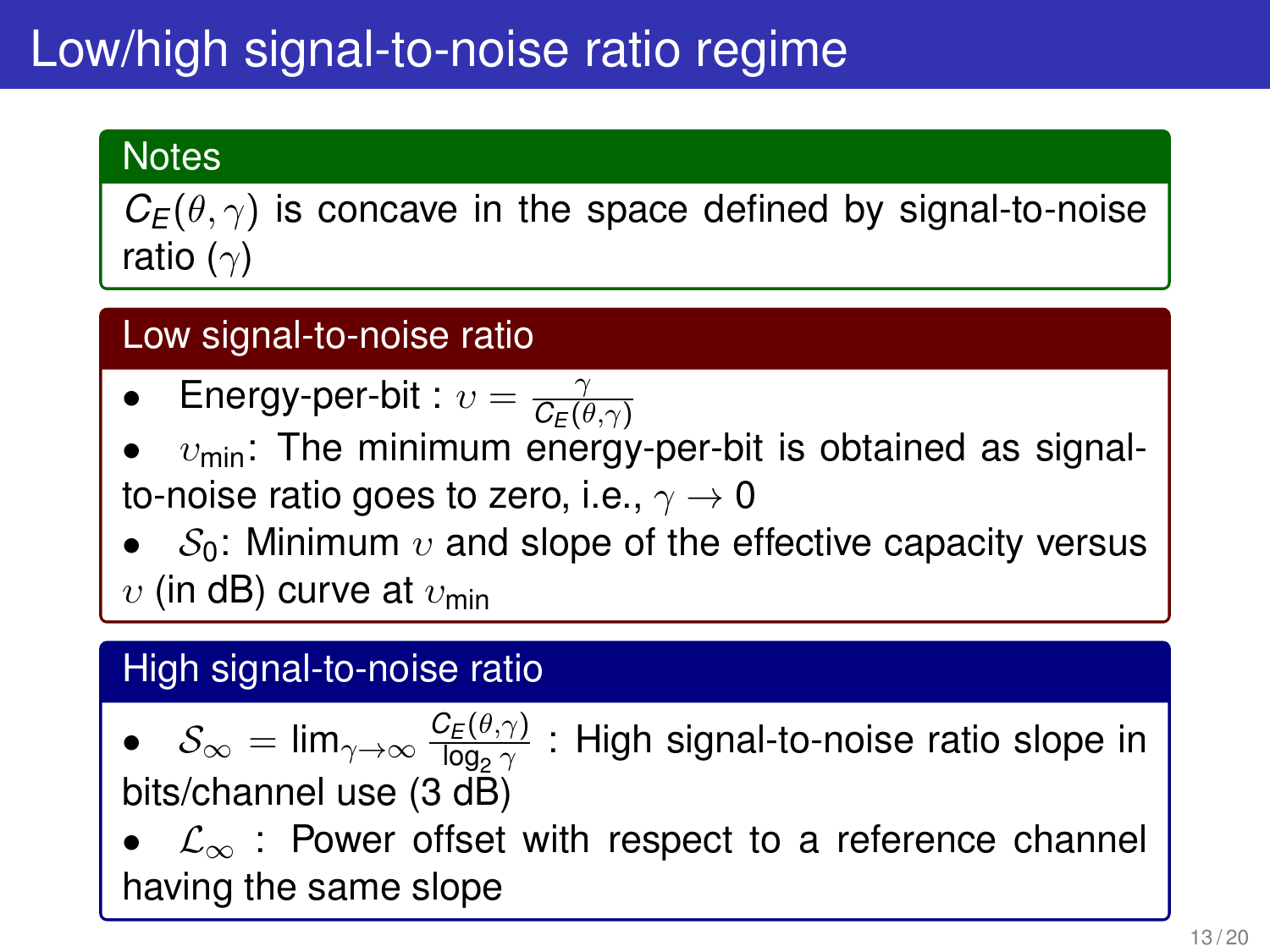# Low/high signal-to-noise ratio regime

## Notes

$C_E(\theta, \gamma)$ is concave in the space defined by signal-to-noise ratio ($\gamma$)

## Low signal-to-noise ratio

- Energy-per-bit : $\upsilon = \frac{\gamma}{C_E(\theta,\gamma)}$
- $\upsilon_{\text{min}}$: The minimum energy-per-bit is obtained as signal-to-noise ratio goes to zero, i.e., $\gamma \to 0$
- $\mathcal{S}_0$: Minimum $\upsilon$ and slope of the effective capacity versus $\upsilon$ (in dB) curve at $\upsilon_{\text{min}}$

## High signal-to-noise ratio

- $\mathcal{S}_\infty = \lim_{\gamma \to \infty} \frac{C_E(\theta,\gamma)}{\log_2 \gamma}$ : High signal-to-noise ratio slope in bits/channel use (3 dB)
- $\mathcal{L}_\infty$ : Power offset with respect to a reference channel having the same slope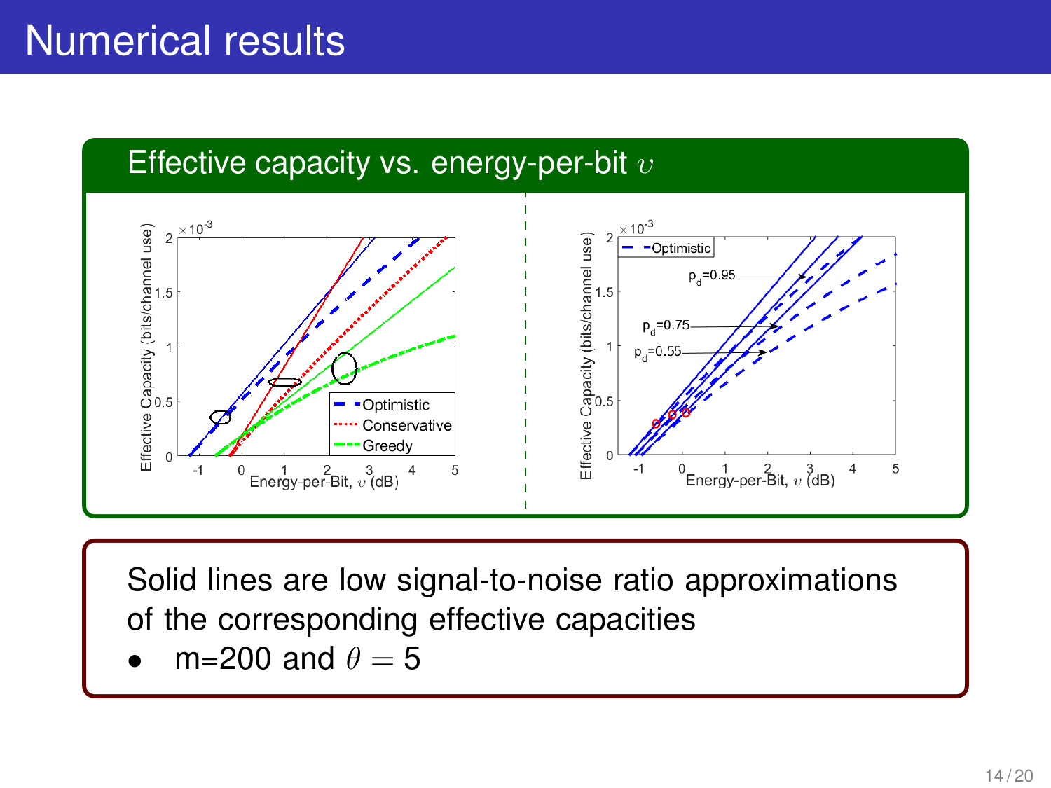# Numerical results

## Effective capacity vs. energy-per-bit $\upsilon$

Solid lines are low signal-to-noise ratio approximations of the corresponding effective capacities

- m=200 and $\theta = 5$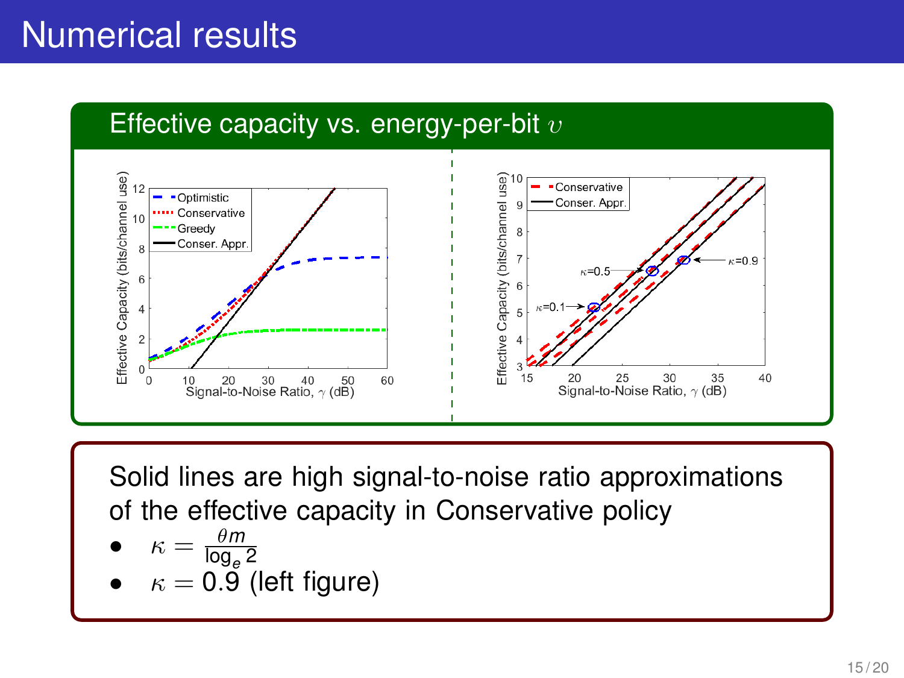# Numerical results

## Effective capacity vs. energy-per-bit $\upsilon$

Solid lines are high signal-to-noise ratio approximations of the effective capacity in Conservative policy

- $\kappa = \frac{\theta m}{\log_e 2}$
- $\kappa = 0.9$ (left figure)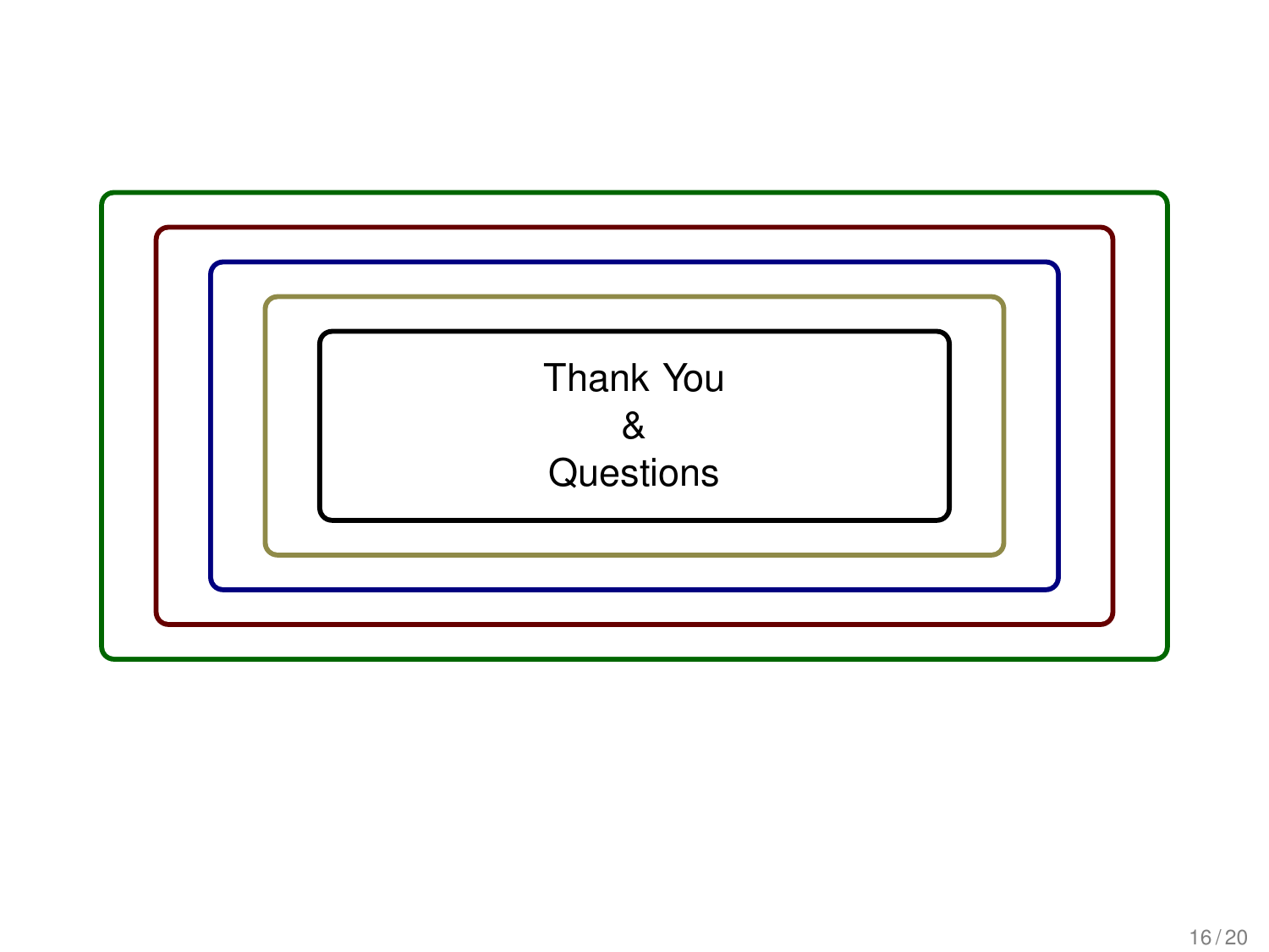Thank You

&

Questions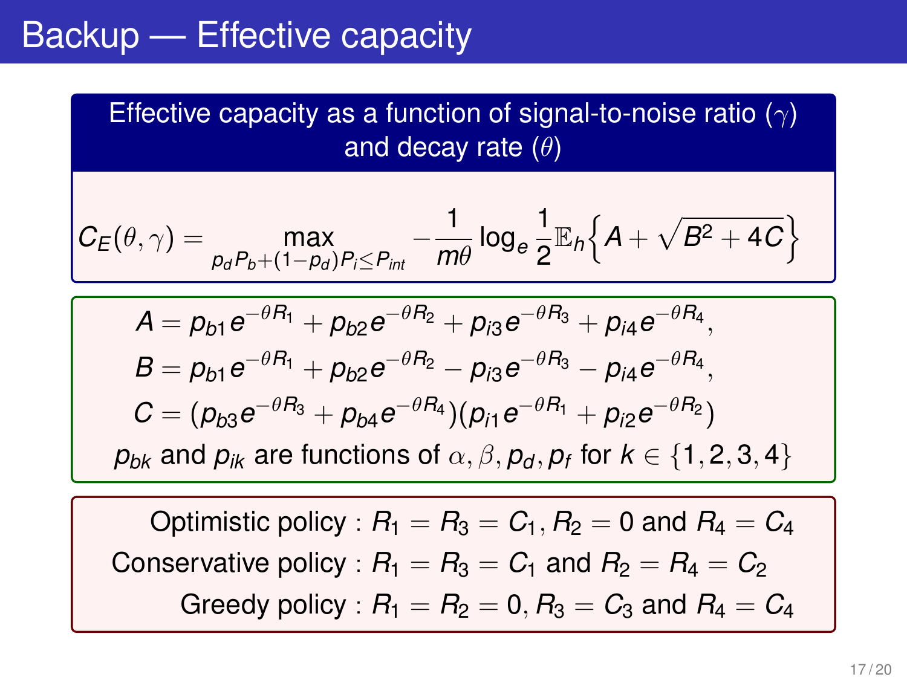# Backup — Effective capacity

**Effective capacity as a function of signal-to-noise ratio ($\gamma$) and decay rate ($\theta$)**

$$C_E(\theta,\gamma) = \max_{p_d P_b + (1-p_d)P_i \le P_{int}} -\frac{1}{m\theta}\log_e \frac{1}{2}\mathbb{E}_h\left\{A + \sqrt{B^2 + 4C}\right\}$$

$$A = p_{b1}e^{-\theta R_1} + p_{b2}e^{-\theta R_2} + p_{i3}e^{-\theta R_3} + p_{i4}e^{-\theta R_4},$$

$$B = p_{b1}e^{-\theta R_1} + p_{b2}e^{-\theta R_2} - p_{i3}e^{-\theta R_3} - p_{i4}e^{-\theta R_4},$$

$$C = (p_{b3}e^{-\theta R_3} + p_{b4}e^{-\theta R_4})(p_{i1}e^{-\theta R_1} + p_{i2}e^{-\theta R_2})$$

$p_{bk}$ and $p_{ik}$ are functions of $\alpha, \beta, p_d, p_f$ for $k \in \{1,2,3,4\}$

Optimistic policy : $R_1 = R_3 = C_1, R_2 = 0$ and $R_4 = C_4$

Conservative policy : $R_1 = R_3 = C_1$ and $R_2 = R_4 = C_2$

Greedy policy : $R_1 = R_2 = 0, R_3 = C_3$ and $R_4 = C_4$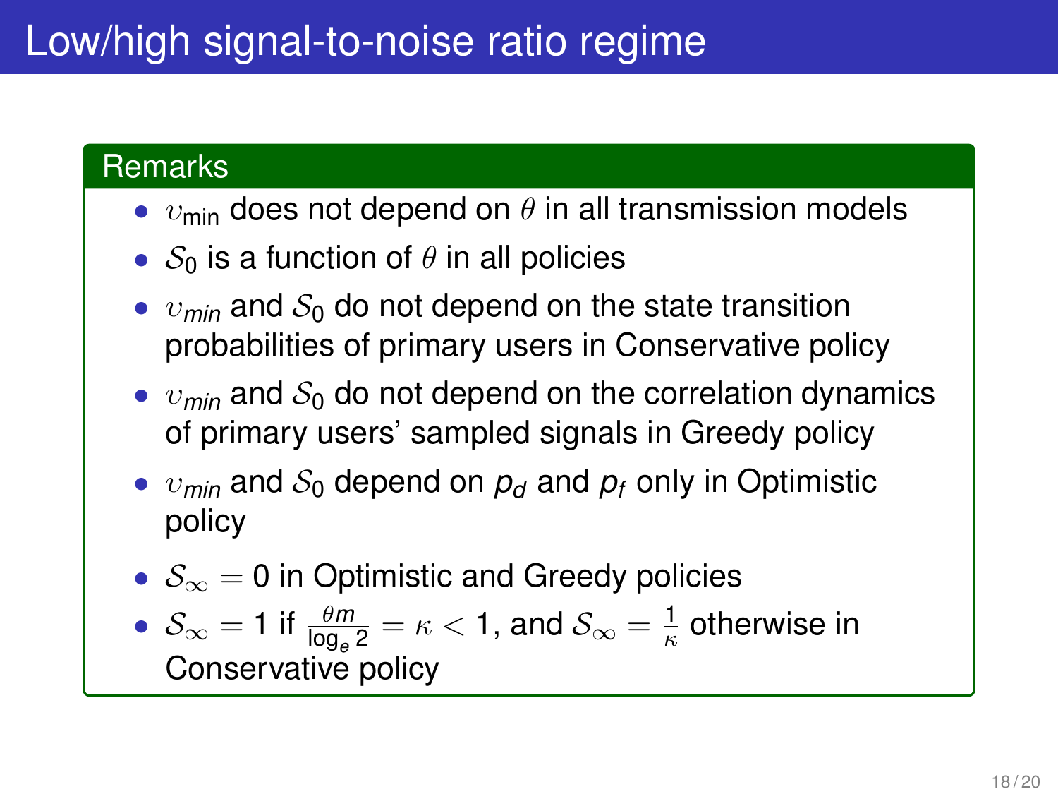# Low/high signal-to-noise ratio regime

## Remarks

- $\upsilon_{\text{min}}$ does not depend on $\theta$ in all transmission models
- $\mathcal{S}_0$ is a function of $\theta$ in all policies
- $\upsilon_{min}$ and $\mathcal{S}_0$ do not depend on the state transition probabilities of primary users in Conservative policy
- $\upsilon_{min}$ and $\mathcal{S}_0$ do not depend on the correlation dynamics of primary users' sampled signals in Greedy policy
- $\upsilon_{min}$ and $\mathcal{S}_0$ depend on $p_d$ and $p_f$ only in Optimistic policy

---

- $\mathcal{S}_\infty = 0$ in Optimistic and Greedy policies
- $\mathcal{S}_\infty = 1$ if $\frac{\theta m}{\log_e 2} = \kappa < 1$, and $\mathcal{S}_\infty = \frac{1}{\kappa}$ otherwise in Conservative policy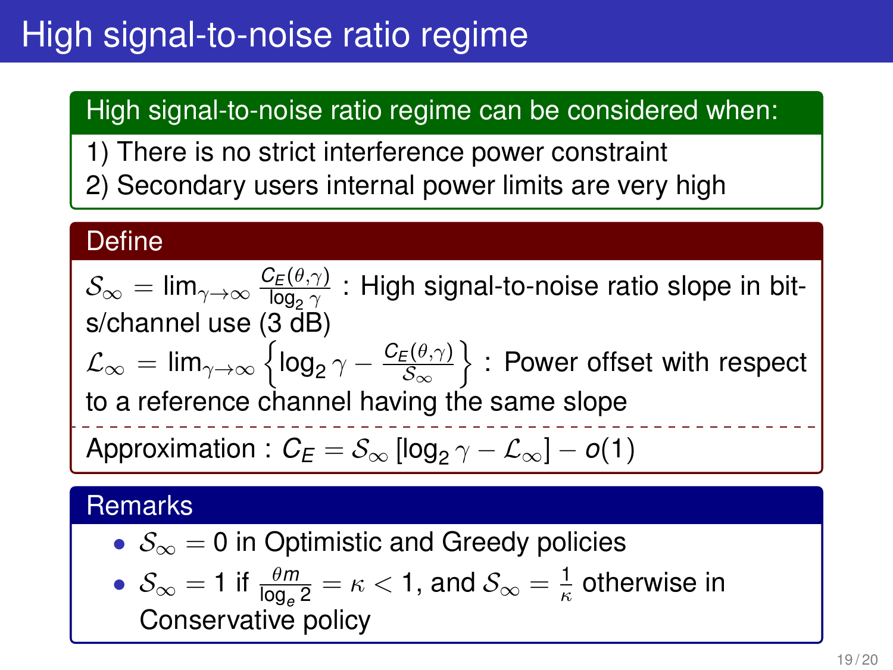# High signal-to-noise ratio regime

**High signal-to-noise ratio regime can be considered when:**

1) There is no strict interference power constraint
2) Secondary users internal power limits are very high

**Define**

$\mathcal{S}_\infty = \lim_{\gamma\to\infty} \frac{C_E(\theta,\gamma)}{\log_2 \gamma}$ : High signal-to-noise ratio slope in bits/channel use (3 dB)

$\mathcal{L}_\infty = \lim_{\gamma\to\infty} \left\{ \log_2 \gamma - \frac{C_E(\theta,\gamma)}{\mathcal{S}_\infty} \right\}$ : Power offset with respect to a reference channel having the same slope

Approximation : $C_E = \mathcal{S}_\infty \left[\log_2 \gamma - \mathcal{L}_\infty\right] - o(1)$

**Remarks**

- $\mathcal{S}_\infty = 0$ in Optimistic and Greedy policies
- $\mathcal{S}_\infty = 1$ if $\frac{\theta m}{\log_e 2} = \kappa < 1$, and $\mathcal{S}_\infty = \frac{1}{\kappa}$ otherwise in Conservative policy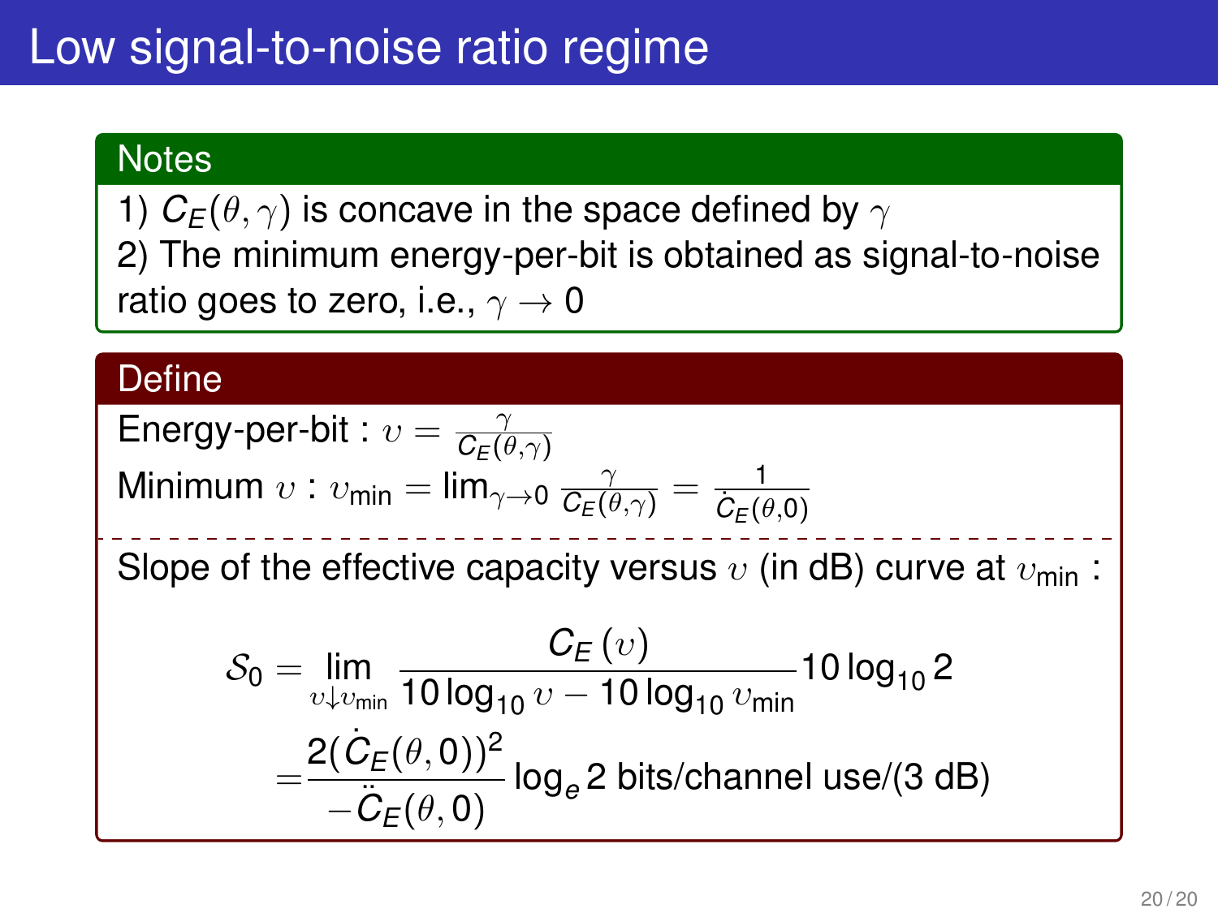# Low signal-to-noise ratio regime

### Notes

1) $C_E(\theta, \gamma)$ is concave in the space defined by $\gamma$
2) The minimum energy-per-bit is obtained as signal-to-noise ratio goes to zero, i.e., $\gamma \to 0$

### Define

Energy-per-bit : $\upsilon = \frac{\gamma}{C_E(\theta,\gamma)}$

Minimum $\upsilon$ : $\upsilon_{\text{min}} = \lim_{\gamma \to 0} \frac{\gamma}{C_E(\theta,\gamma)} = \frac{1}{\dot{C}_E(\theta,0)}$

---

Slope of the effective capacity versus $\upsilon$ (in dB) curve at $\upsilon_{\text{min}}$ :

$$
\begin{aligned}
\mathcal{S}_0 &= \lim_{\upsilon \downarrow \upsilon_{\text{min}}} \frac{C_E(\upsilon)}{10 \log_{10} \upsilon - 10 \log_{10} \upsilon_{\text{min}}} 10 \log_{10} 2 \\
&= \frac{2(\dot{C}_E(\theta, 0))^2}{-\ddot{C}_E(\theta, 0)} \log_e 2 \text{ bits/channel use/(3 dB)}
\end{aligned}
$$